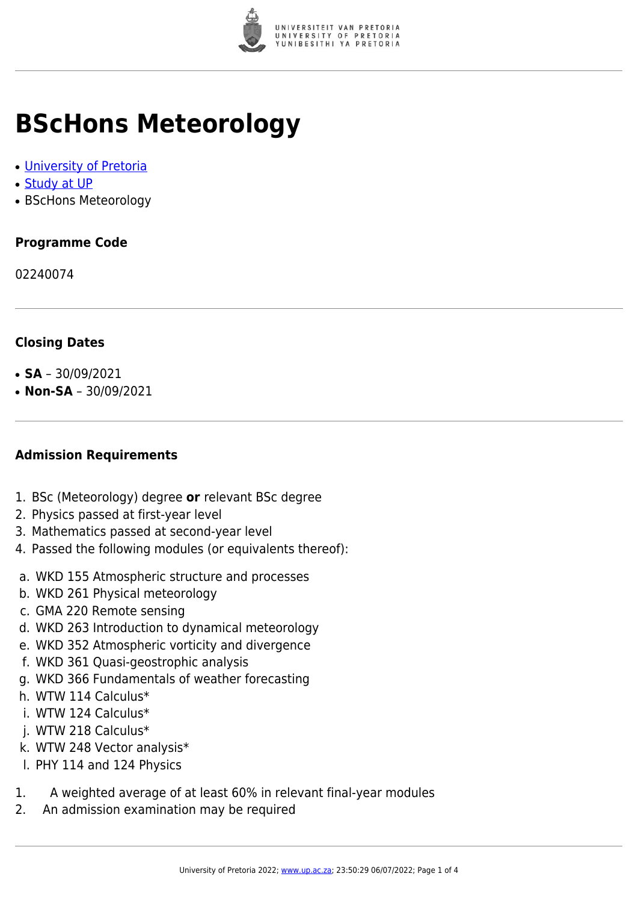# BScHons Meteorology

- [University of Pretoria]
- [Study at UP]
- BScHons Meteorology

### Programme Code

02240074

### Closing Dates

- **SA** – 30/09/2021
- **Non-SA** – 30/09/2021

### Admission Requirements

1. BSc (Meteorology) degree **or** relevant BSc degree
2. Physics passed at first-year level
3. Mathematics passed at second-year level
4. Passed the following modules (or equivalents thereof):

 a. WKD 155 Atmospheric structure and processes
 b. WKD 261 Physical meteorology
 c. GMA 220 Remote sensing
 d. WKD 263 Introduction to dynamical meteorology
 e. WKD 352 Atmospheric vorticity and divergence
 f. WKD 361 Quasi-geostrophic analysis
 g. WKD 366 Fundamentals of weather forecasting
 h. WTW 114 Calculus*
 i. WTW 124 Calculus*
 j. WTW 218 Calculus*
 k. WTW 248 Vector analysis*
 l. PHY 114 and 124 Physics

1. A weighted average of at least 60% in relevant final-year modules
2. An admission examination may be required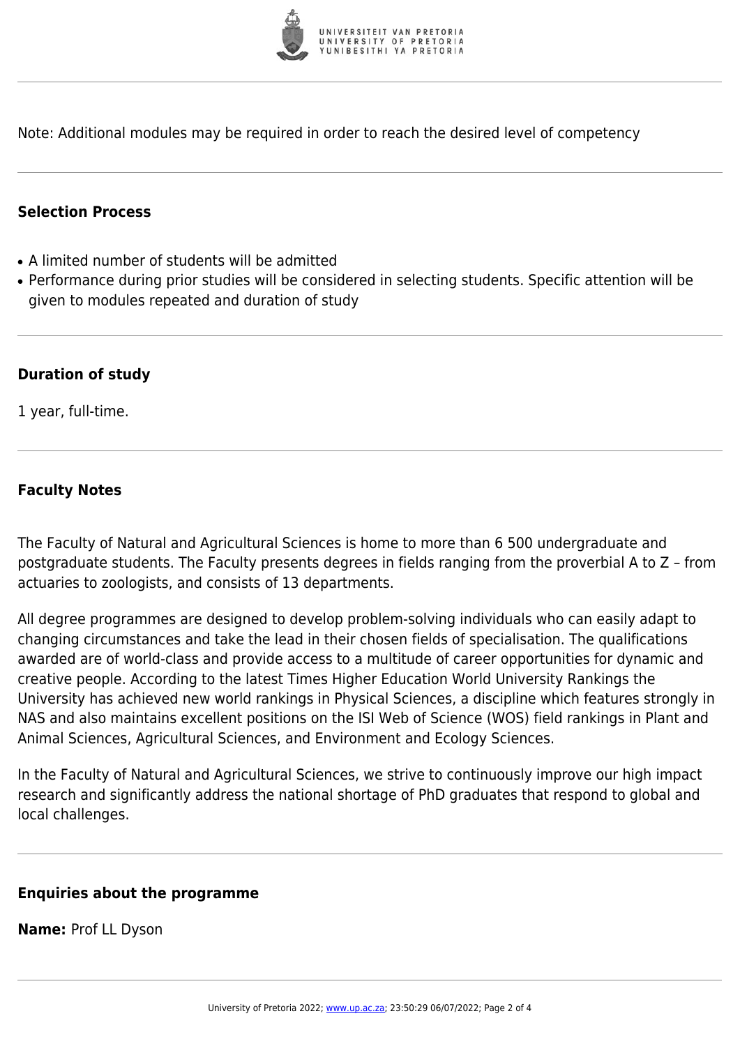Note: Additional modules may be required in order to reach the desired level of competency

## Selection Process

- A limited number of students will be admitted
- Performance during prior studies will be considered in selecting students. Specific attention will be given to modules repeated and duration of study

## Duration of study

1 year, full-time.

## Faculty Notes

The Faculty of Natural and Agricultural Sciences is home to more than 6 500 undergraduate and postgraduate students. The Faculty presents degrees in fields ranging from the proverbial A to Z – from actuaries to zoologists, and consists of 13 departments.

All degree programmes are designed to develop problem-solving individuals who can easily adapt to changing circumstances and take the lead in their chosen fields of specialisation. The qualifications awarded are of world-class and provide access to a multitude of career opportunities for dynamic and creative people. According to the latest Times Higher Education World University Rankings the University has achieved new world rankings in Physical Sciences, a discipline which features strongly in NAS and also maintains excellent positions on the ISI Web of Science (WOS) field rankings in Plant and Animal Sciences, Agricultural Sciences, and Environment and Ecology Sciences.

In the Faculty of Natural and Agricultural Sciences, we strive to continuously improve our high impact research and significantly address the national shortage of PhD graduates that respond to global and local challenges.

## Enquiries about the programme

**Name:** Prof LL Dyson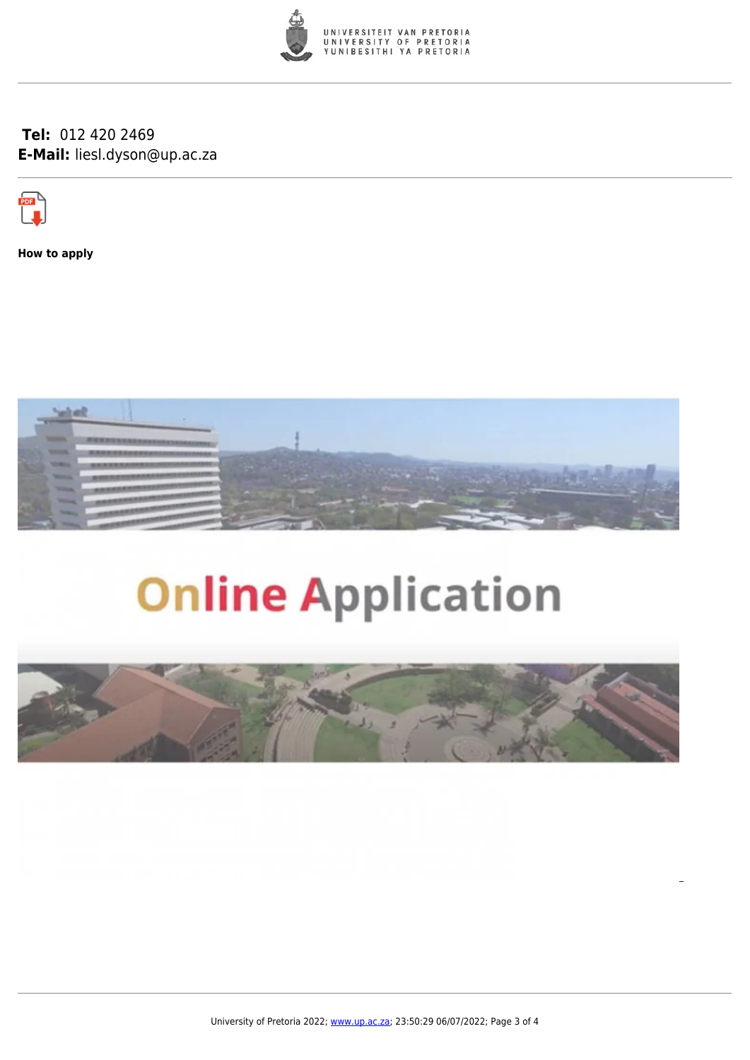**Tel:** 012 420 2469
**E-Mail:** liesl.dyson@up.ac.za

**How to apply**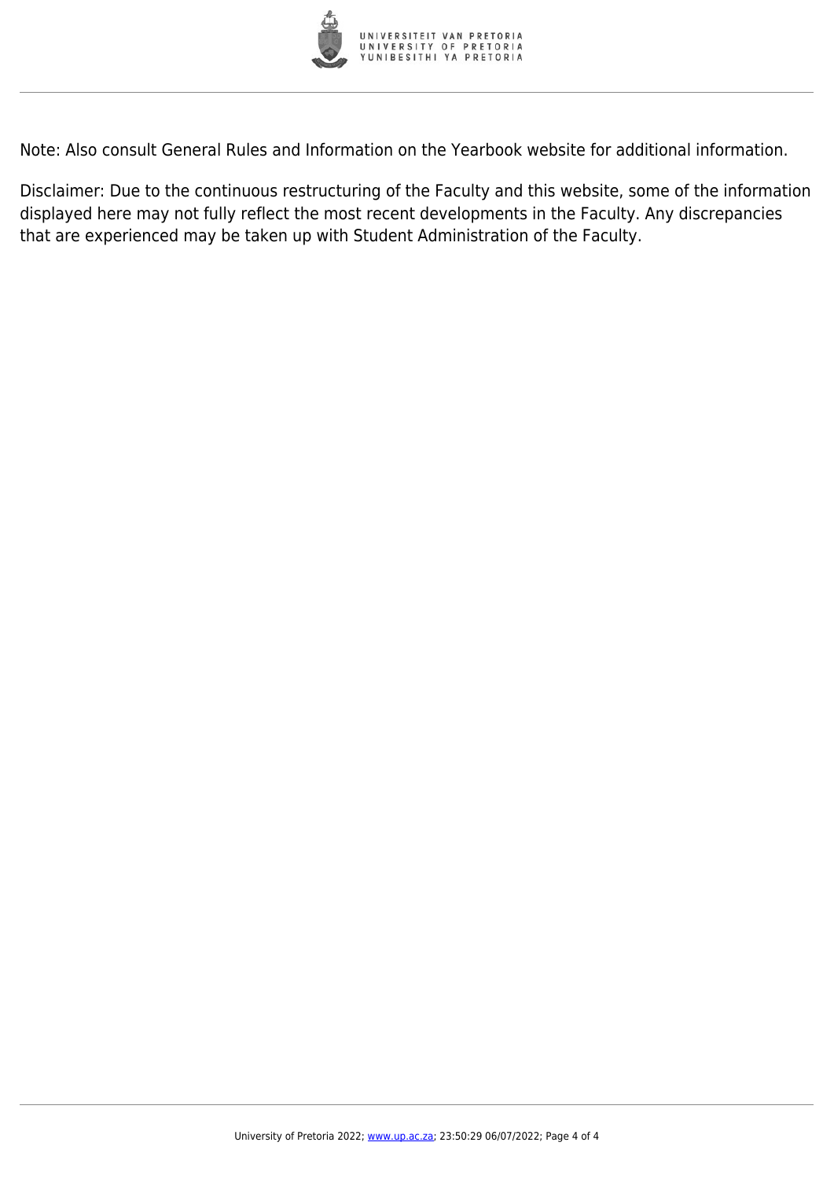Note: Also consult General Rules and Information on the Yearbook website for additional information.

Disclaimer: Due to the continuous restructuring of the Faculty and this website, some of the information displayed here may not fully reflect the most recent developments in the Faculty. Any discrepancies that are experienced may be taken up with Student Administration of the Faculty.